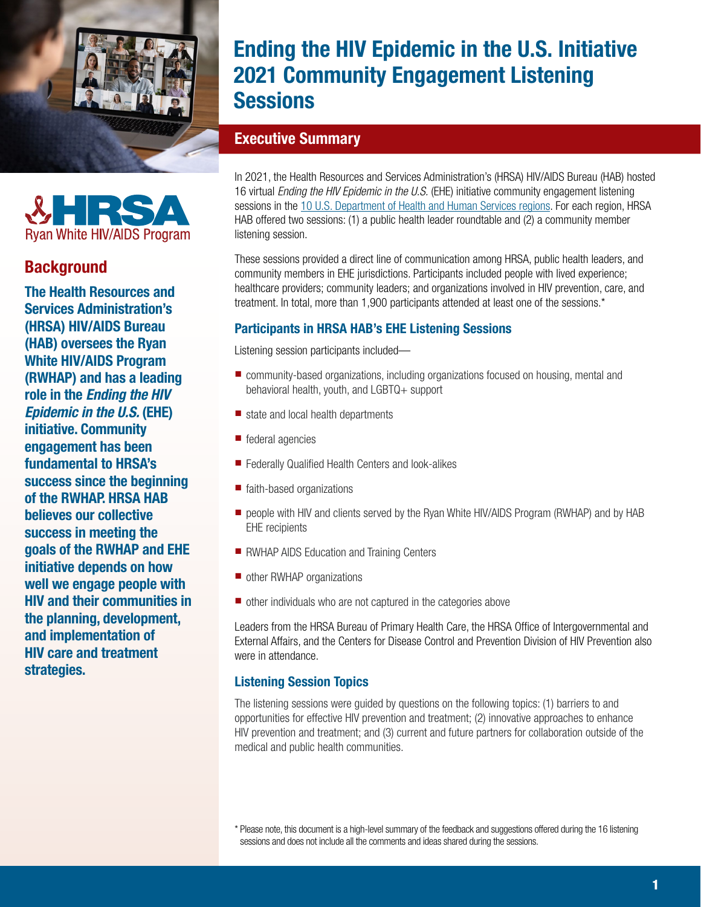# Ending the HIV Epidemic in the U.S. Initiative 2021 Community Engagement Listening Sessions

## Background

**The Health Resources and Services Administration's (HRSA) HIV/AIDS Bureau (HAB) oversees the Ryan White HIV/AIDS Program (RWHAP) and has a leading role in the *Ending the HIV Epidemic in the U.S.* (EHE) initiative. Community engagement has been fundamental to HRSA's success since the beginning of the RWHAP. HRSA HAB believes our collective success in meeting the goals of the RWHAP and EHE initiative depends on how well we engage people with HIV and their communities in the planning, development, and implementation of HIV care and treatment strategies.**

## Executive Summary

In 2021, the Health Resources and Services Administration's (HRSA) HIV/AIDS Bureau (HAB) hosted 16 virtual *Ending the HIV Epidemic in the U.S.* (EHE) initiative community engagement listening sessions in the 10 U.S. Department of Health and Human Services regions. For each region, HRSA HAB offered two sessions: (1) a public health leader roundtable and (2) a community member listening session.

These sessions provided a direct line of communication among HRSA, public health leaders, and community members in EHE jurisdictions. Participants included people with lived experience; healthcare providers; community leaders; and organizations involved in HIV prevention, care, and treatment. In total, more than 1,900 participants attended at least one of the sessions.*

### Participants in HRSA HAB's EHE Listening Sessions

Listening session participants included—

- community-based organizations, including organizations focused on housing, mental and behavioral health, youth, and LGBTQ+ support
- state and local health departments
- federal agencies
- Federally Qualified Health Centers and look-alikes
- faith-based organizations
- people with HIV and clients served by the Ryan White HIV/AIDS Program (RWHAP) and by HAB EHE recipients
- RWHAP AIDS Education and Training Centers
- other RWHAP organizations
- other individuals who are not captured in the categories above

Leaders from the HRSA Bureau of Primary Health Care, the HRSA Office of Intergovernmental and External Affairs, and the Centers for Disease Control and Prevention Division of HIV Prevention also were in attendance.

### Listening Session Topics

The listening sessions were guided by questions on the following topics: (1) barriers to and opportunities for effective HIV prevention and treatment; (2) innovative approaches to enhance HIV prevention and treatment; and (3) current and future partners for collaboration outside of the medical and public health communities.

\* Please note, this document is a high-level summary of the feedback and suggestions offered during the 16 listening sessions and does not include all the comments and ideas shared during the sessions.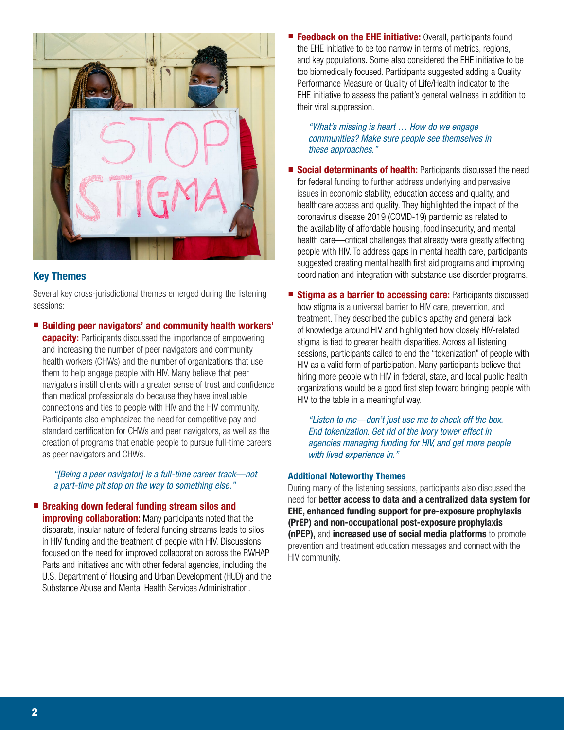## Key Themes

Several key cross-jurisdictional themes emerged during the listening sessions:

- **Building peer navigators' and community health workers' capacity:** Participants discussed the importance of empowering and increasing the number of peer navigators and community health workers (CHWs) and the number of organizations that use them to help engage people with HIV. Many believe that peer navigators instill clients with a greater sense of trust and confidence than medical professionals do because they have invaluable connections and ties to people with HIV and the HIV community. Participants also emphasized the need for competitive pay and standard certification for CHWs and peer navigators, as well as the creation of programs that enable people to pursue full-time careers as peer navigators and CHWs.

  *"[Being a peer navigator] is a full-time career track—not a part-time pit stop on the way to something else."*

- **Breaking down federal funding stream silos and improving collaboration:** Many participants noted that the disparate, insular nature of federal funding streams leads to silos in HIV funding and the treatment of people with HIV. Discussions focused on the need for improved collaboration across the RWHAP Parts and initiatives and with other federal agencies, including the U.S. Department of Housing and Urban Development (HUD) and the Substance Abuse and Mental Health Services Administration.

- **Feedback on the EHE initiative:** Overall, participants found the EHE initiative to be too narrow in terms of metrics, regions, and key populations. Some also considered the EHE initiative to be too biomedically focused. Participants suggested adding a Quality Performance Measure or Quality of Life/Health indicator to the EHE initiative to assess the patient's general wellness in addition to their viral suppression.

  *"What's missing is heart … How do we engage communities? Make sure people see themselves in these approaches."*

- **Social determinants of health:** Participants discussed the need for federal funding to further address underlying and pervasive issues in economic stability, education access and quality, and healthcare access and quality. They highlighted the impact of the coronavirus disease 2019 (COVID-19) pandemic as related to the availability of affordable housing, food insecurity, and mental health care—critical challenges that already were greatly affecting people with HIV. To address gaps in mental health care, participants suggested creating mental health first aid programs and improving coordination and integration with substance use disorder programs.

- **Stigma as a barrier to accessing care:** Participants discussed how stigma is a universal barrier to HIV care, prevention, and treatment. They described the public's apathy and general lack of knowledge around HIV and highlighted how closely HIV-related stigma is tied to greater health disparities. Across all listening sessions, participants called to end the "tokenization" of people with HIV as a valid form of participation. Many participants believe that hiring more people with HIV in federal, state, and local public health organizations would be a good first step toward bringing people with HIV to the table in a meaningful way.

  *"Listen to me—don't just use me to check off the box. End tokenization. Get rid of the ivory tower effect in agencies managing funding for HIV, and get more people with lived experience in."*

### Additional Noteworthy Themes

During many of the listening sessions, participants also discussed the need for **better access to data and a centralized data system for EHE, enhanced funding support for pre-exposure prophylaxis (PrEP) and non-occupational post-exposure prophylaxis (nPEP),** and **increased use of social media platforms** to promote prevention and treatment education messages and connect with the HIV community.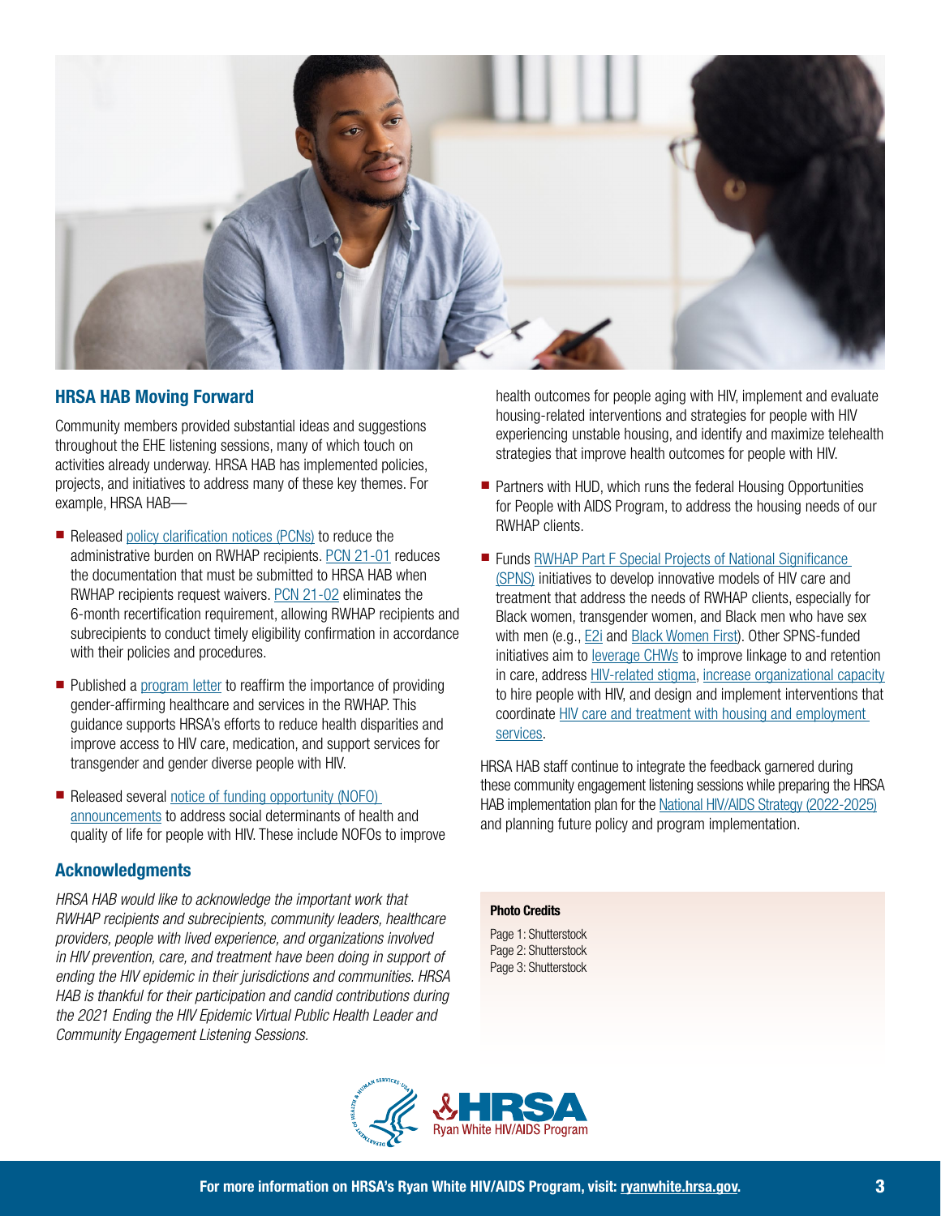## HRSA HAB Moving Forward

Community members provided substantial ideas and suggestions throughout the EHE listening sessions, many of which touch on activities already underway. HRSA HAB has implemented policies, projects, and initiatives to address many of these key themes. For example, HRSA HAB—

- Released policy clarification notices (PCNs) to reduce the administrative burden on RWHAP recipients. PCN 21-01 reduces the documentation that must be submitted to HRSA HAB when RWHAP recipients request waivers. PCN 21-02 eliminates the 6-month recertification requirement, allowing RWHAP recipients and subrecipients to conduct timely eligibility confirmation in accordance with their policies and procedures.
- Published a program letter to reaffirm the importance of providing gender-affirming healthcare and services in the RWHAP. This guidance supports HRSA's efforts to reduce health disparities and improve access to HIV care, medication, and support services for transgender and gender diverse people with HIV.
- Released several notice of funding opportunity (NOFO) announcements to address social determinants of health and quality of life for people with HIV. These include NOFOs to improve health outcomes for people aging with HIV, implement and evaluate housing-related interventions and strategies for people with HIV experiencing unstable housing, and identify and maximize telehealth strategies that improve health outcomes for people with HIV.
- Partners with HUD, which runs the federal Housing Opportunities for People with AIDS Program, to address the housing needs of our RWHAP clients.
- Funds RWHAP Part F Special Projects of National Significance (SPNS) initiatives to develop innovative models of HIV care and treatment that address the needs of RWHAP clients, especially for Black women, transgender women, and Black men who have sex with men (e.g., E2i and Black Women First). Other SPNS-funded initiatives aim to leverage CHWs to improve linkage to and retention in care, address HIV-related stigma, increase organizational capacity to hire people with HIV, and design and implement interventions that coordinate HIV care and treatment with housing and employment services.

HRSA HAB staff continue to integrate the feedback garnered during these community engagement listening sessions while preparing the HRSA HAB implementation plan for the National HIV/AIDS Strategy (2022-2025) and planning future policy and program implementation.

## Acknowledgments

*HRSA HAB would like to acknowledge the important work that RWHAP recipients and subrecipients, community leaders, healthcare providers, people with lived experience, and organizations involved in HIV prevention, care, and treatment have been doing in support of ending the HIV epidemic in their jurisdictions and communities. HRSA HAB is thankful for their participation and candid contributions during the 2021 Ending the HIV Epidemic Virtual Public Health Leader and Community Engagement Listening Sessions.*

**Photo Credits**

Page 1: Shutterstock
Page 2: Shutterstock
Page 3: Shutterstock

HRSA Ryan White HIV/AIDS Program

For more information on HRSA's Ryan White HIV/AIDS Program, visit: ryanwhite.hrsa.gov.